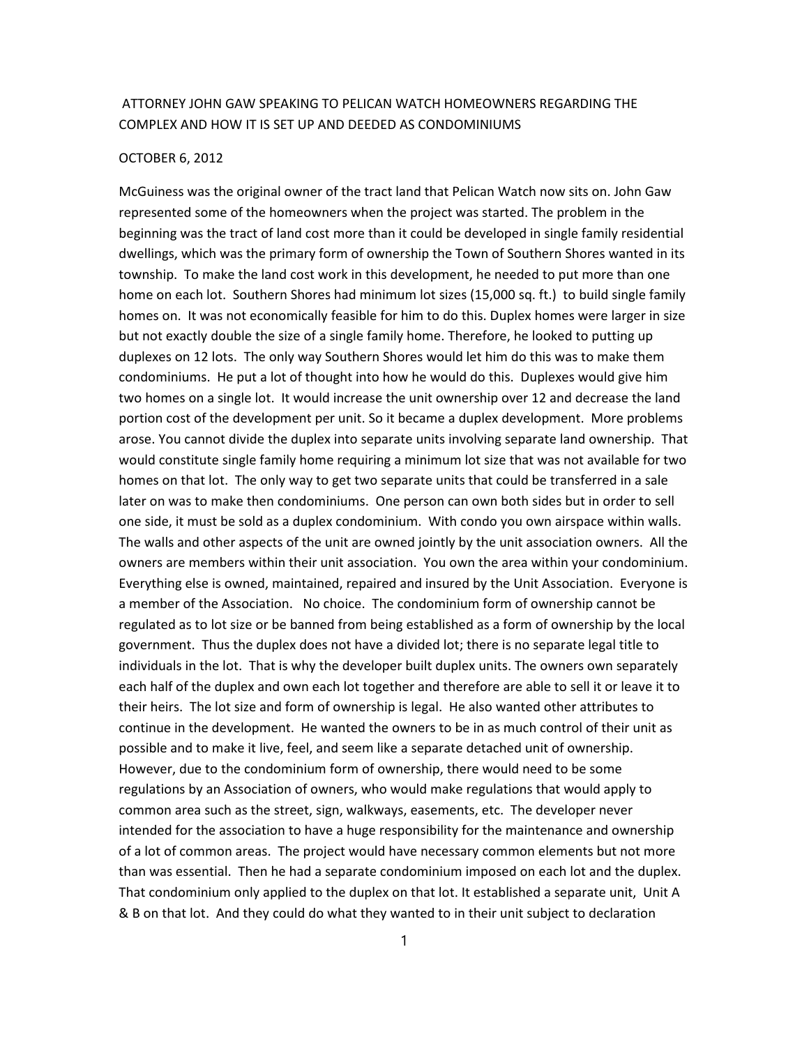ATTORNEY JOHN GAW SPEAKING TO PELICAN WATCH HOMEOWNERS REGARDING THE COMPLEX AND HOW IT IS SET UP AND DEEDED AS CONDOMINIUMS

OCTOBER 6, 2012

McGuiness was the original owner of the tract land that Pelican Watch now sits on. John Gaw represented some of the homeowners when the project was started. The problem in the beginning was the tract of land cost more than it could be developed in single family residential dwellings, which was the primary form of ownership the Town of Southern Shores wanted in its township. To make the land cost work in this development, he needed to put more than one home on each lot. Southern Shores had minimum lot sizes (15,000 sq. ft.) to build single family homes on. It was not economically feasible for him to do this. Duplex homes were larger in size but not exactly double the size of a single family home. Therefore, he looked to putting up duplexes on 12 lots. The only way Southern Shores would let him do this was to make them condominiums. He put a lot of thought into how he would do this. Duplexes would give him two homes on a single lot. It would increase the unit ownership over 12 and decrease the land portion cost of the development per unit. So it became a duplex development. More problems arose. You cannot divide the duplex into separate units involving separate land ownership. That would constitute single family home requiring a minimum lot size that was not available for two homes on that lot. The only way to get two separate units that could be transferred in a sale later on was to make then condominiums. One person can own both sides but in order to sell one side, it must be sold as a duplex condominium. With condo you own airspace within walls. The walls and other aspects of the unit are owned jointly by the unit association owners. All the owners are members within their unit association. You own the area within your condominium. Everything else is owned, maintained, repaired and insured by the Unit Association. Everyone is a member of the Association. No choice. The condominium form of ownership cannot be regulated as to lot size or be banned from being established as a form of ownership by the local government. Thus the duplex does not have a divided lot; there is no separate legal title to individuals in the lot. That is why the developer built duplex units. The owners own separately each half of the duplex and own each lot together and therefore are able to sell it or leave it to their heirs. The lot size and form of ownership is legal. He also wanted other attributes to continue in the development. He wanted the owners to be in as much control of their unit as possible and to make it live, feel, and seem like a separate detached unit of ownership. However, due to the condominium form of ownership, there would need to be some regulations by an Association of owners, who would make regulations that would apply to common area such as the street, sign, walkways, easements, etc. The developer never intended for the association to have a huge responsibility for the maintenance and ownership of a lot of common areas. The project would have necessary common elements but not more than was essential. Then he had a separate condominium imposed on each lot and the duplex. That condominium only applied to the duplex on that lot. It established a separate unit, Unit A & B on that lot. And they could do what they wanted to in their unit subject to declaration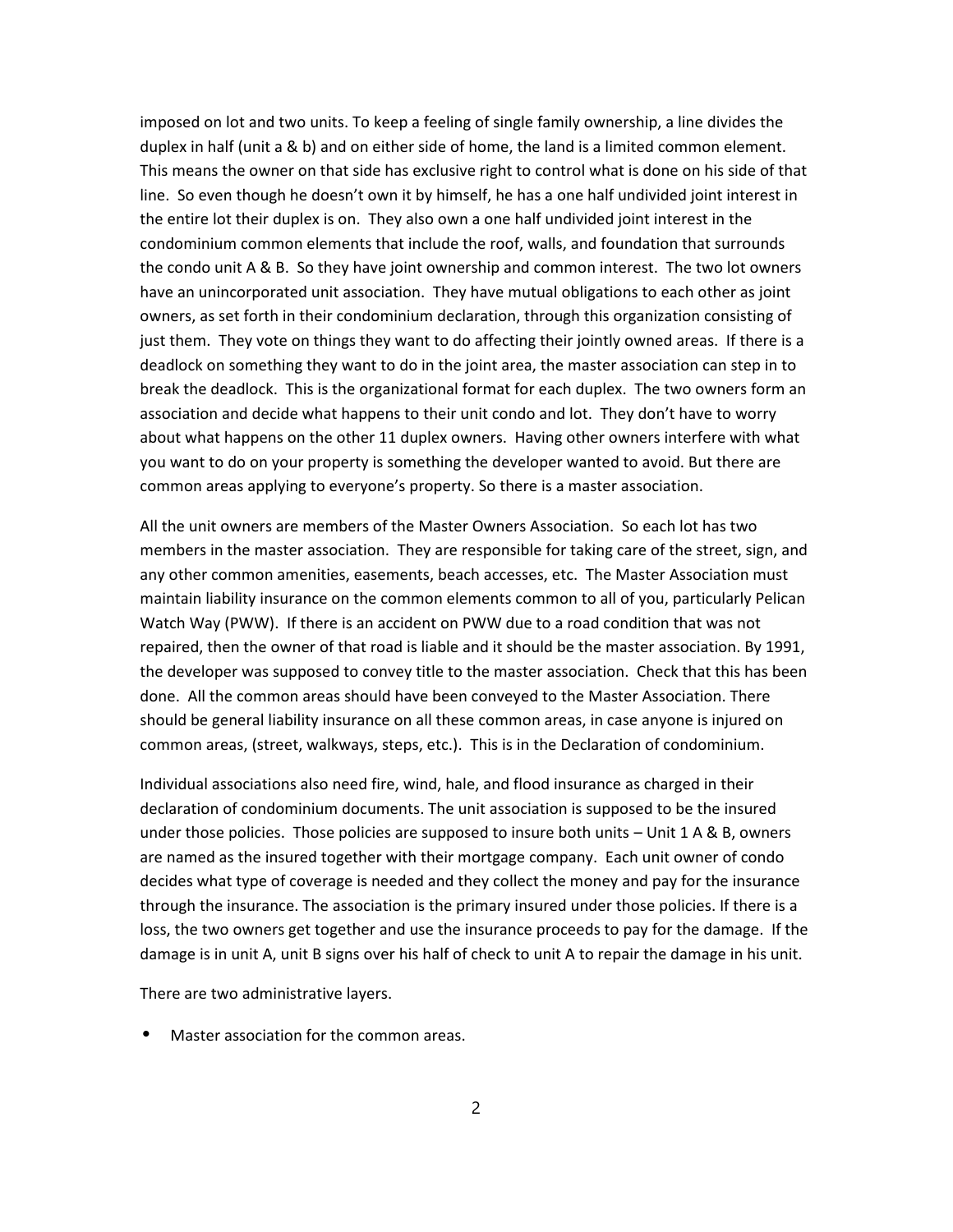imposed on lot and two units. To keep a feeling of single family ownership, a line divides the duplex in half (unit a & b) and on either side of home, the land is a limited common element. This means the owner on that side has exclusive right to control what is done on his side of that line. So even though he doesn't own it by himself, he has a one half undivided joint interest in the entire lot their duplex is on. They also own a one half undivided joint interest in the condominium common elements that include the roof, walls, and foundation that surrounds the condo unit A & B. So they have joint ownership and common interest. The two lot owners have an unincorporated unit association. They have mutual obligations to each other as joint owners, as set forth in their condominium declaration, through this organization consisting of just them. They vote on things they want to do affecting their jointly owned areas. If there is a deadlock on something they want to do in the joint area, the master association can step in to break the deadlock. This is the organizational format for each duplex. The two owners form an association and decide what happens to their unit condo and lot. They don't have to worry about what happens on the other 11 duplex owners. Having other owners interfere with what you want to do on your property is something the developer wanted to avoid. But there are common areas applying to everyone's property. So there is a master association.

All the unit owners are members of the Master Owners Association. So each lot has two members in the master association. They are responsible for taking care of the street, sign, and any other common amenities, easements, beach accesses, etc. The Master Association must maintain liability insurance on the common elements common to all of you, particularly Pelican Watch Way (PWW). If there is an accident on PWW due to a road condition that was not repaired, then the owner of that road is liable and it should be the master association. By 1991, the developer was supposed to convey title to the master association. Check that this has been done. All the common areas should have been conveyed to the Master Association. There should be general liability insurance on all these common areas, in case anyone is injured on common areas, (street, walkways, steps, etc.). This is in the Declaration of condominium.

Individual associations also need fire, wind, hale, and flood insurance as charged in their declaration of condominium documents. The unit association is supposed to be the insured under those policies. Those policies are supposed to insure both units – Unit 1 A & B, owners are named as the insured together with their mortgage company. Each unit owner of condo decides what type of coverage is needed and they collect the money and pay for the insurance through the insurance. The association is the primary insured under those policies. If there is a loss, the two owners get together and use the insurance proceeds to pay for the damage. If the damage is in unit A, unit B signs over his half of check to unit A to repair the damage in his unit.

There are two administrative layers.

- Master association for the common areas.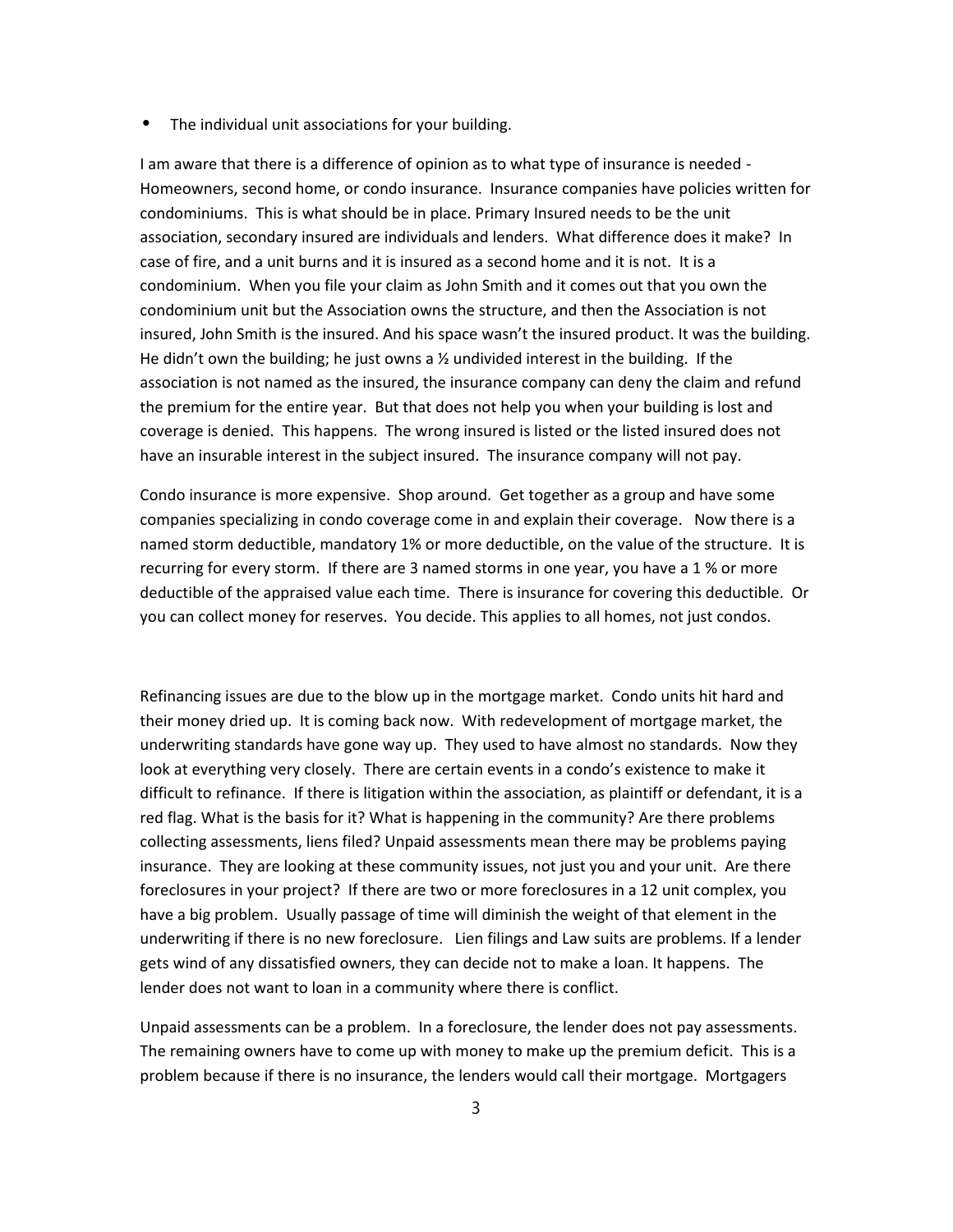- The individual unit associations for your building.

I am aware that there is a difference of opinion as to what type of insurance is needed - Homeowners, second home, or condo insurance. Insurance companies have policies written for condominiums. This is what should be in place. Primary Insured needs to be the unit association, secondary insured are individuals and lenders. What difference does it make? In case of fire, and a unit burns and it is insured as a second home and it is not. It is a condominium. When you file your claim as John Smith and it comes out that you own the condominium unit but the Association owns the structure, and then the Association is not insured, John Smith is the insured. And his space wasn't the insured product. It was the building. He didn't own the building; he just owns a ½ undivided interest in the building. If the association is not named as the insured, the insurance company can deny the claim and refund the premium for the entire year. But that does not help you when your building is lost and coverage is denied. This happens. The wrong insured is listed or the listed insured does not have an insurable interest in the subject insured. The insurance company will not pay.

Condo insurance is more expensive. Shop around. Get together as a group and have some companies specializing in condo coverage come in and explain their coverage. Now there is a named storm deductible, mandatory 1% or more deductible, on the value of the structure. It is recurring for every storm. If there are 3 named storms in one year, you have a 1 % or more deductible of the appraised value each time. There is insurance for covering this deductible. Or you can collect money for reserves. You decide. This applies to all homes, not just condos.

Refinancing issues are due to the blow up in the mortgage market. Condo units hit hard and their money dried up. It is coming back now. With redevelopment of mortgage market, the underwriting standards have gone way up. They used to have almost no standards. Now they look at everything very closely. There are certain events in a condo's existence to make it difficult to refinance. If there is litigation within the association, as plaintiff or defendant, it is a red flag. What is the basis for it? What is happening in the community? Are there problems collecting assessments, liens filed? Unpaid assessments mean there may be problems paying insurance. They are looking at these community issues, not just you and your unit. Are there foreclosures in your project? If there are two or more foreclosures in a 12 unit complex, you have a big problem. Usually passage of time will diminish the weight of that element in the underwriting if there is no new foreclosure. Lien filings and Law suits are problems. If a lender gets wind of any dissatisfied owners, they can decide not to make a loan. It happens. The lender does not want to loan in a community where there is conflict.

Unpaid assessments can be a problem. In a foreclosure, the lender does not pay assessments. The remaining owners have to come up with money to make up the premium deficit. This is a problem because if there is no insurance, the lenders would call their mortgage. Mortgagers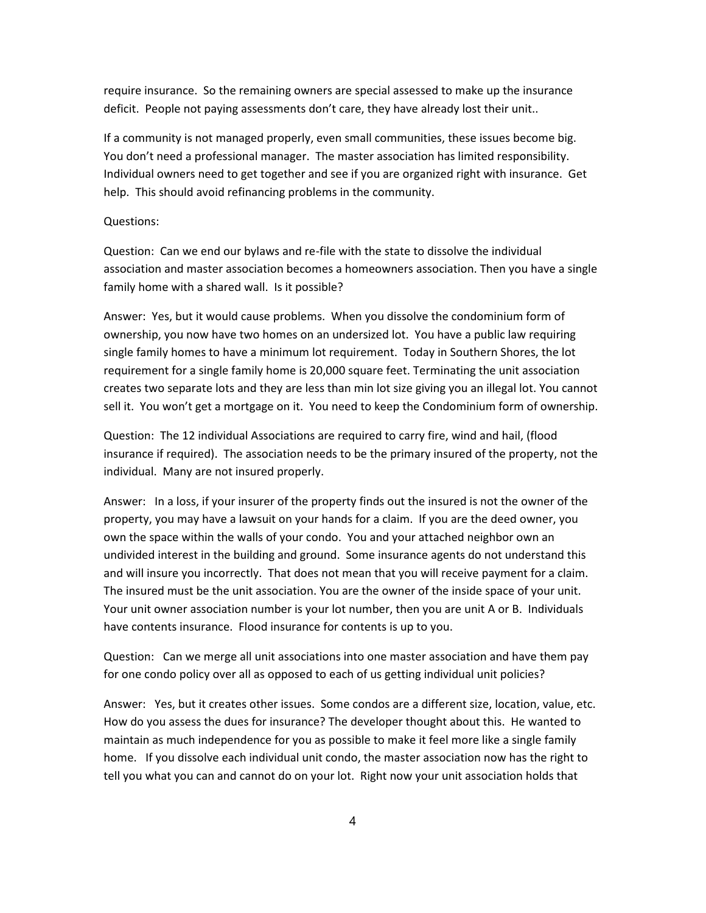require insurance. So the remaining owners are special assessed to make up the insurance deficit. People not paying assessments don't care, they have already lost their unit..

If a community is not managed properly, even small communities, these issues become big. You don't need a professional manager. The master association has limited responsibility. Individual owners need to get together and see if you are organized right with insurance. Get help. This should avoid refinancing problems in the community.

Questions:

Question: Can we end our bylaws and re-file with the state to dissolve the individual association and master association becomes a homeowners association. Then you have a single family home with a shared wall. Is it possible?

Answer: Yes, but it would cause problems. When you dissolve the condominium form of ownership, you now have two homes on an undersized lot. You have a public law requiring single family homes to have a minimum lot requirement. Today in Southern Shores, the lot requirement for a single family home is 20,000 square feet. Terminating the unit association creates two separate lots and they are less than min lot size giving you an illegal lot. You cannot sell it. You won't get a mortgage on it. You need to keep the Condominium form of ownership.

Question: The 12 individual Associations are required to carry fire, wind and hail, (flood insurance if required). The association needs to be the primary insured of the property, not the individual. Many are not insured properly.

Answer: In a loss, if your insurer of the property finds out the insured is not the owner of the property, you may have a lawsuit on your hands for a claim. If you are the deed owner, you own the space within the walls of your condo. You and your attached neighbor own an undivided interest in the building and ground. Some insurance agents do not understand this and will insure you incorrectly. That does not mean that you will receive payment for a claim. The insured must be the unit association. You are the owner of the inside space of your unit. Your unit owner association number is your lot number, then you are unit A or B. Individuals have contents insurance. Flood insurance for contents is up to you.

Question: Can we merge all unit associations into one master association and have them pay for one condo policy over all as opposed to each of us getting individual unit policies?

Answer: Yes, but it creates other issues. Some condos are a different size, location, value, etc. How do you assess the dues for insurance? The developer thought about this. He wanted to maintain as much independence for you as possible to make it feel more like a single family home. If you dissolve each individual unit condo, the master association now has the right to tell you what you can and cannot do on your lot. Right now your unit association holds that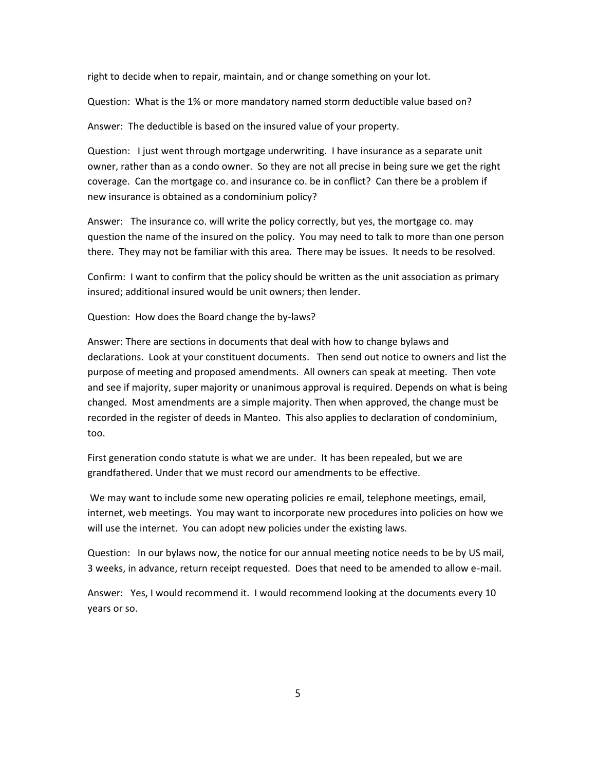right to decide when to repair, maintain, and or change something on your lot.

Question: What is the 1% or more mandatory named storm deductible value based on?

Answer: The deductible is based on the insured value of your property.

Question: I just went through mortgage underwriting. I have insurance as a separate unit owner, rather than as a condo owner. So they are not all precise in being sure we get the right coverage. Can the mortgage co. and insurance co. be in conflict? Can there be a problem if new insurance is obtained as a condominium policy?

Answer: The insurance co. will write the policy correctly, but yes, the mortgage co. may question the name of the insured on the policy. You may need to talk to more than one person there. They may not be familiar with this area. There may be issues. It needs to be resolved.

Confirm: I want to confirm that the policy should be written as the unit association as primary insured; additional insured would be unit owners; then lender.

Question: How does the Board change the by-laws?

Answer: There are sections in documents that deal with how to change bylaws and declarations. Look at your constituent documents. Then send out notice to owners and list the purpose of meeting and proposed amendments. All owners can speak at meeting. Then vote and see if majority, super majority or unanimous approval is required. Depends on what is being changed. Most amendments are a simple majority. Then when approved, the change must be recorded in the register of deeds in Manteo. This also applies to declaration of condominium, too.

First generation condo statute is what we are under. It has been repealed, but we are grandfathered. Under that we must record our amendments to be effective.

We may want to include some new operating policies re email, telephone meetings, email, internet, web meetings. You may want to incorporate new procedures into policies on how we will use the internet. You can adopt new policies under the existing laws.

Question: In our bylaws now, the notice for our annual meeting notice needs to be by US mail, 3 weeks, in advance, return receipt requested. Does that need to be amended to allow e-mail.

Answer: Yes, I would recommend it. I would recommend looking at the documents every 10 years or so.